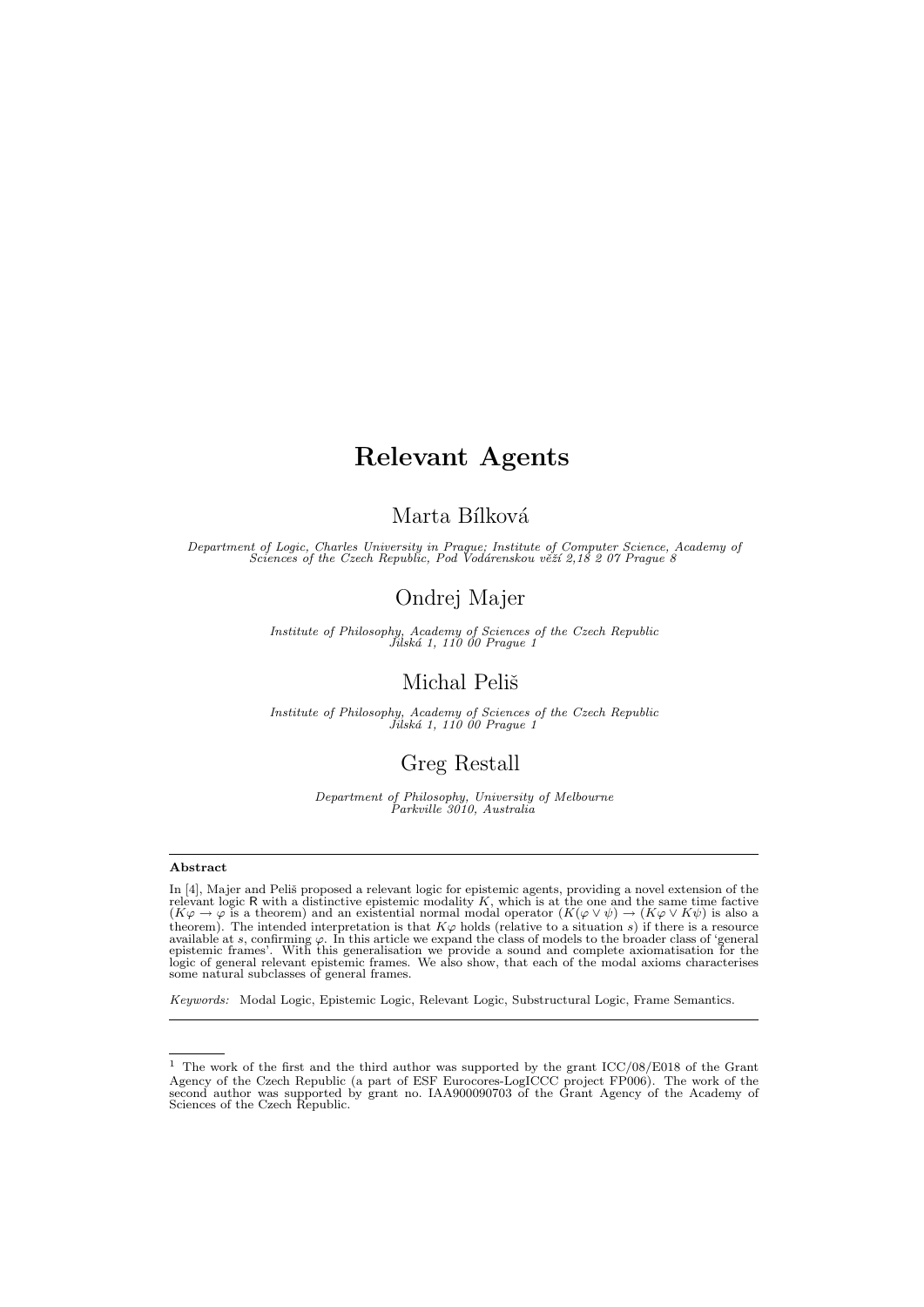# Relevant Agents

## Marta Bílková

*Department of Logic, Charles University in Prague; Institute of Computer Science, Academy of Sciences of the Czech Republic, Pod Vodárenskou věží 2,18 2 07 Prague 8*

## Ondrej Majer

*Institute of Philosophy, Academy of Sciences of the Czech Republic Jilská 1, 110 00 Prague 1*

## Michal Peliš

*Institute of Philosophy, Academy of Sciences of the Czech Republic Jilská 1, 110 00 Prague 1*

## Greg Restall

*Department of Philosophy, University of Melbourne Parkville 3010, Australia*

---

**Abstract**

In [4], Majer and Peliš proposed a relevant logic for epistemic agents, providing a novel extension of the relevant logic R with a distinctive epistemic modality $K$, which is at the one and the same time factive ($K\varphi \to \varphi$ is a theorem) and an existential normal modal operator ($K(\varphi \vee \psi) \to (K\varphi \vee K\psi)$ is also a theorem). The intended interpretation is that $K\varphi$ holds (relative to a situation $s$) if there is a resource available at $s$, confirming $\varphi$. In this article we expand the class of models to the broader class of 'general epistemic frames'. With this generalisation we provide a sound and complete axiomatisation for the logic of general relevant epistemic frames. We also show, that each of the modal axioms characterises some natural subclasses of general frames.

*Keywords:* Modal Logic, Epistemic Logic, Relevant Logic, Substructural Logic, Frame Semantics.

---

[1] The work of the first and the third author was supported by the grant ICC/08/E018 of the Grant Agency of the Czech Republic (a part of ESF Eurocores-LogICCC project FP006). The work of the second author was supported by grant no. IAA900090703 of the Grant Agency of the Academy of Sciences of the Czech Republic.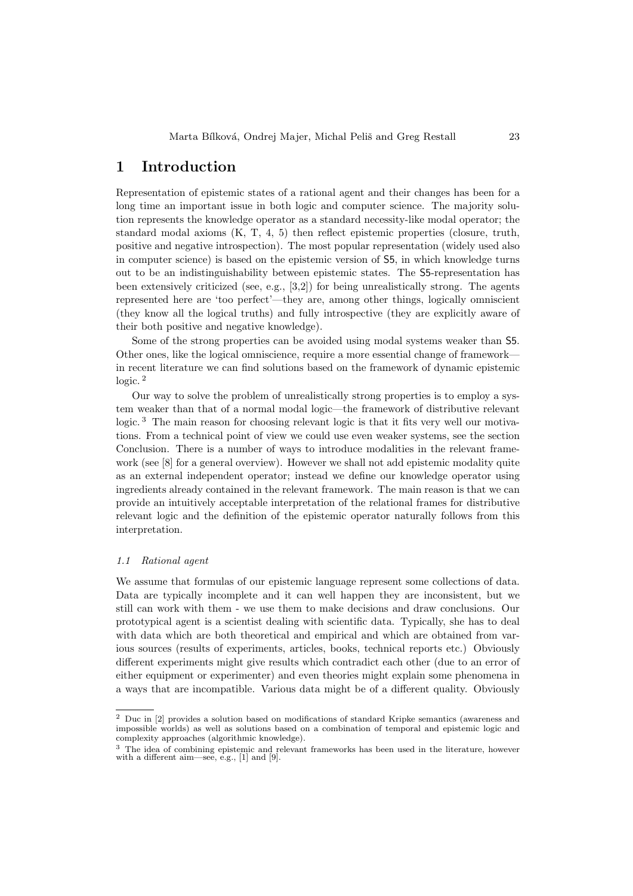# 1 Introduction

Representation of epistemic states of a rational agent and their changes has been for a long time an important issue in both logic and computer science. The majority solution represents the knowledge operator as a standard necessity-like modal operator; the standard modal axioms (K, T, 4, 5) then reflect epistemic properties (closure, truth, positive and negative introspection). The most popular representation (widely used also in computer science) is based on the epistemic version of S5, in which knowledge turns out to be an indistinguishability between epistemic states. The S5-representation has been extensively criticized (see, e.g., [3,2]) for being unrealistically strong. The agents represented here are 'too perfect'—they are, among other things, logically omniscient (they know all the logical truths) and fully introspective (they are explicitly aware of their both positive and negative knowledge).

Some of the strong properties can be avoided using modal systems weaker than S5. Other ones, like the logical omniscience, require a more essential change of framework—in recent literature we can find solutions based on the framework of dynamic epistemic logic. [2]

Our way to solve the problem of unrealistically strong properties is to employ a system weaker than that of a normal modal logic—the framework of distributive relevant logic. [3] The main reason for choosing relevant logic is that it fits very well our motivations. From a technical point of view we could use even weaker systems, see the section Conclusion. There is a number of ways to introduce modalities in the relevant framework (see [8] for a general overview). However we shall not add epistemic modality quite as an external independent operator; instead we define our knowledge operator using ingredients already contained in the relevant framework. The main reason is that we can provide an intuitively acceptable interpretation of the relational frames for distributive relevant logic and the definition of the epistemic operator naturally follows from this interpretation.

### *1.1 Rational agent*

We assume that formulas of our epistemic language represent some collections of data. Data are typically incomplete and it can well happen they are inconsistent, but we still can work with them - we use them to make decisions and draw conclusions. Our prototypical agent is a scientist dealing with scientific data. Typically, she has to deal with data which are both theoretical and empirical and which are obtained from various sources (results of experiments, articles, books, technical reports etc.) Obviously different experiments might give results which contradict each other (due to an error of either equipment or experimenter) and even theories might explain some phenomena in a ways that are incompatible. Various data might be of a different quality. Obviously

---

[2] Duc in [2] provides a solution based on modifications of standard Kripke semantics (awareness and impossible worlds) as well as solutions based on a combination of temporal and epistemic logic and complexity approaches (algorithmic knowledge).

[3] The idea of combining epistemic and relevant frameworks has been used in the literature, however with a different aim—see, e.g., [1] and [9].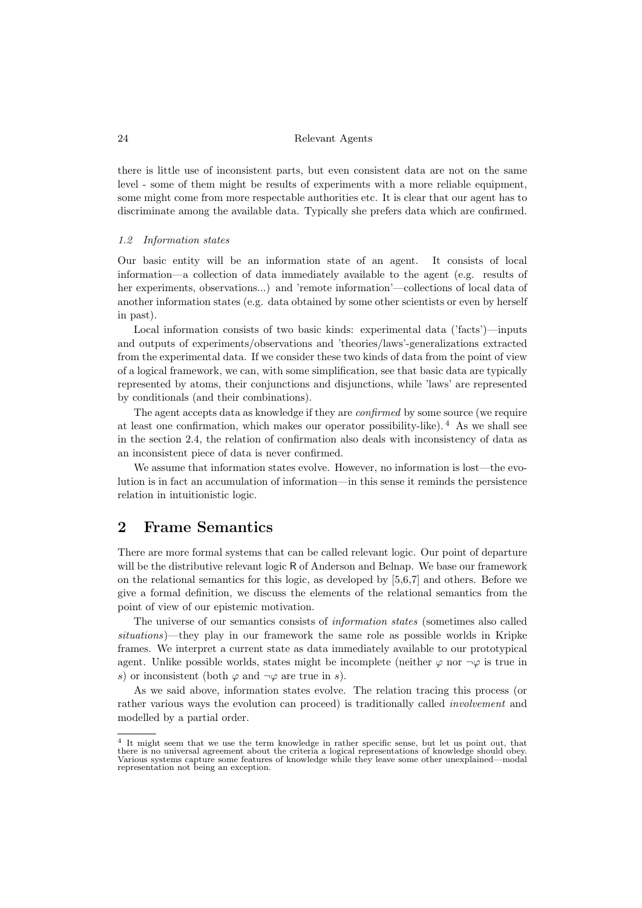there is little use of inconsistent parts, but even consistent data are not on the same level - some of them might be results of experiments with a more reliable equipment, some might come from more respectable authorities etc. It is clear that our agent has to discriminate among the available data. Typically she prefers data which are confirmed.

### *1.2 Information states*

Our basic entity will be an information state of an agent. It consists of local information—a collection of data immediately available to the agent (e.g. results of her experiments, observations...) and 'remote information'—collections of local data of another information states (e.g. data obtained by some other scientists or even by herself in past).

Local information consists of two basic kinds: experimental data ('facts')—inputs and outputs of experiments/observations and 'theories/laws'-generalizations extracted from the experimental data. If we consider these two kinds of data from the point of view of a logical framework, we can, with some simplification, see that basic data are typically represented by atoms, their conjunctions and disjunctions, while 'laws' are represented by conditionals (and their combinations).

The agent accepts data as knowledge if they are *confirmed* by some source (we require at least one confirmation, which makes our operator possibility-like).[4] As we shall see in the section 2.4, the relation of confirmation also deals with inconsistency of data as an inconsistent piece of data is never confirmed.

We assume that information states evolve. However, no information is lost—the evolution is in fact an accumulation of information—in this sense it reminds the persistence relation in intuitionistic logic.

## 2 Frame Semantics

There are more formal systems that can be called relevant logic. Our point of departure will be the distributive relevant logic R of Anderson and Belnap. We base our framework on the relational semantics for this logic, as developed by [5,6,7] and others. Before we give a formal definition, we discuss the elements of the relational semantics from the point of view of our epistemic motivation.

The universe of our semantics consists of *information states* (sometimes also called *situations*)—they play in our framework the same role as possible worlds in Kripke frames. We interpret a current state as data immediately available to our prototypical agent. Unlike possible worlds, states might be incomplete (neither $\varphi$ nor $\neg\varphi$ is true in $s$) or inconsistent (both $\varphi$ and $\neg\varphi$ are true in $s$).

As we said above, information states evolve. The relation tracing this process (or rather various ways the evolution can proceed) is traditionally called *involvement* and modelled by a partial order.

[4] It might seem that we use the term knowledge in rather specific sense, but let us point out, that there is no universal agreement about the criteria a logical representations of knowledge should obey. Various systems capture some features of knowledge while they leave some other unexplained—modal representation not being an exception.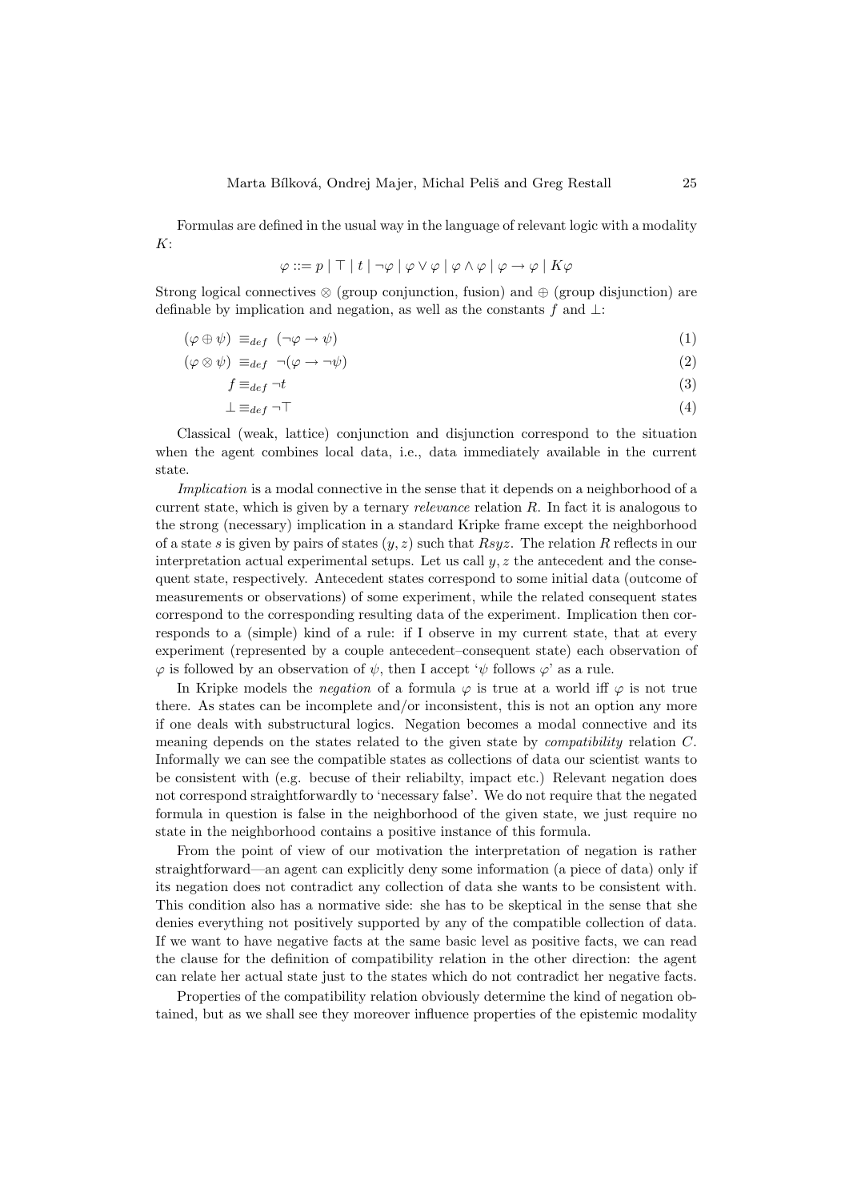Formulas are defined in the usual way in the language of relevant logic with a modality $K$:

$$\varphi ::= p \mid \top \mid t \mid \neg\varphi \mid \varphi \vee \varphi \mid \varphi \wedge \varphi \mid \varphi \to \varphi \mid K\varphi$$

Strong logical connectives $\otimes$ (group conjunction, fusion) and $\oplus$ (group disjunction) are definable by implication and negation, as well as the constants $f$ and $\bot$:

$$(\varphi \oplus \psi) \equiv_{def} (\neg\varphi \to \psi) \tag{1}$$

$$(\varphi \otimes \psi) \equiv_{def} \neg(\varphi \to \neg\psi) \tag{2}$$

$$f \equiv_{def} \neg t \tag{3}$$

$$\bot \equiv_{def} \neg\top \tag{4}$$

Classical (weak, lattice) conjunction and disjunction correspond to the situation when the agent combines local data, i.e., data immediately available in the current state.

*Implication* is a modal connective in the sense that it depends on a neighborhood of a current state, which is given by a ternary *relevance* relation $R$. In fact it is analogous to the strong (necessary) implication in a standard Kripke frame except the neighborhood of a state $s$ is given by pairs of states $(y, z)$ such that $Rsyz$. The relation $R$ reflects in our interpretation actual experimental setups. Let us call $y, z$ the antecedent and the consequent state, respectively. Antecedent states correspond to some initial data (outcome of measurements or observations) of some experiment, while the related consequent states correspond to the corresponding resulting data of the experiment. Implication then corresponds to a (simple) kind of a rule: if I observe in my current state, that at every experiment (represented by a couple antecedent–consequent state) each observation of $\varphi$ is followed by an observation of $\psi$, then I accept '$\psi$ follows $\varphi$' as a rule.

In Kripke models the *negation* of a formula $\varphi$ is true at a world iff $\varphi$ is not true there. As states can be incomplete and/or inconsistent, this is not an option any more if one deals with substructural logics. Negation becomes a modal connective and its meaning depends on the states related to the given state by *compatibility* relation $C$. Informally we can see the compatible states as collections of data our scientist wants to be consistent with (e.g. becuse of their reliabilty, impact etc.) Relevant negation does not correspond straightforwardly to 'necessary false'. We do not require that the negated formula in question is false in the neighborhood of the given state, we just require no state in the neighborhood contains a positive instance of this formula.

From the point of view of our motivation the interpretation of negation is rather straightforward—an agent can explicitly deny some information (a piece of data) only if its negation does not contradict any collection of data she wants to be consistent with. This condition also has a normative side: she has to be skeptical in the sense that she denies everything not positively supported by any of the compatible collection of data. If we want to have negative facts at the same basic level as positive facts, we can read the clause for the definition of compatibility relation in the other direction: the agent can relate her actual state just to the states which do not contradict her negative facts.

Properties of the compatibility relation obviously determine the kind of negation obtained, but as we shall see they moreover influence properties of the epistemic modality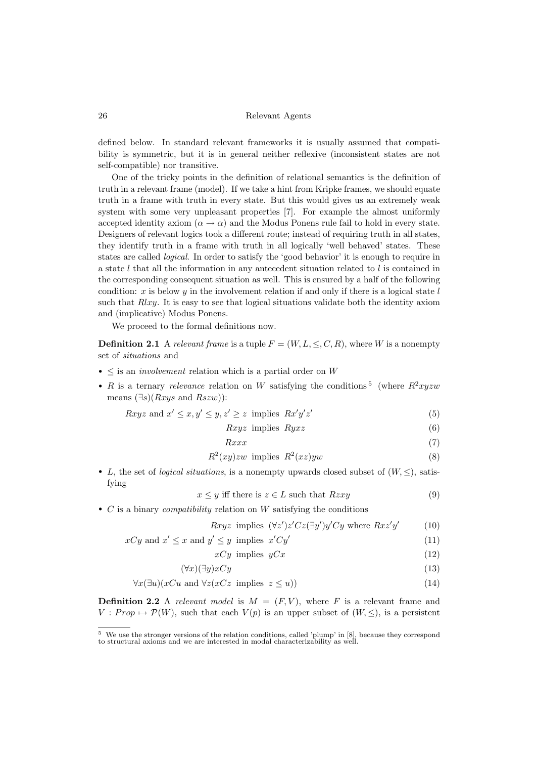defined below. In standard relevant frameworks it is usually assumed that compatibility is symmetric, but it is in general neither reflexive (inconsistent states are not self-compatible) nor transitive.

One of the tricky points in the definition of relational semantics is the definition of truth in a relevant frame (model). If we take a hint from Kripke frames, we should equate truth in a frame with truth in every state. But this would gives us an extremely weak system with some very unpleasant properties [7]. For example the almost uniformly accepted identity axiom ($\alpha \to \alpha$) and the Modus Ponens rule fail to hold in every state. Designers of relevant logics took a different route; instead of requiring truth in all states, they identify truth in a frame with truth in all logically 'well behaved' states. These states are called *logical*. In order to satisfy the 'good behavior' it is enough to require in a state $l$ that all the information in any antecedent situation related to $l$ is contained in the corresponding consequent situation as well. This is ensured by a half of the following condition: $x$ is below $y$ in the involvement relation if and only if there is a logical state $l$ such that $Rlxy$. It is easy to see that logical situations validate both the identity axiom and (implicative) Modus Ponens.

We proceed to the formal definitions now.

**Definition 2.1** A *relevant frame* is a tuple $F = (W, L, \leq, C, R)$, where $W$ is a nonempty set of *situations* and

- $\leq$ is an *involvement* relation which is a partial order on $W$
- $R$ is a ternary *relevance* relation on $W$ satisfying the conditions [5] (where $R^2xyzw$ means $(\exists s)(Rxys \text{ and } Rszw)$):

$$Rxyz \text{ and } x' \leq x, y' \leq y, z' \geq z \text{ implies } Rx'y'z' \tag{5}$$

$$Rxyz \text{ implies } Ryxz \tag{6}$$

$$Rxxx \tag{7}$$

$$R^2(xy)zw \text{ implies } R^2(xz)yw \tag{8}$$

- $L$, the set of *logical situations*, is a nonempty upwards closed subset of $(W, \leq)$, satisfying

$$x \leq y \text{ iff there is } z \in L \text{ such that } Rzxy \tag{9}$$

- $C$ is a binary *compatibility* relation on $W$ satisfying the conditions

$$Rxyz \text{ implies } (\forall z')z'Cz(\exists y')y'Cy \text{ where } Rxz'y' \tag{10}$$

$$xCy \text{ and } x' \leq x \text{ and } y' \leq y \text{ implies } x'Cy' \tag{11}$$

$$xCy \text{ implies } yCx \tag{12}$$

$$(\forall x)(\exists y)xCy \tag{13}$$

$$\forall x(\exists u)(xCu \text{ and } \forall z(xCz \text{ implies } z \leq u)) \tag{14}$$

**Definition 2.2** A *relevant model* is $M = (F, V)$, where $F$ is a relevant frame and $V : Prop \mapsto \mathcal{P}(W)$, such that each $V(p)$ is an upper subset of $(W, \leq)$, is a persistent

[5] We use the stronger versions of the relation conditions, called 'plump' in [8], because they correspond to structural axioms and we are interested in modal characterizability as well.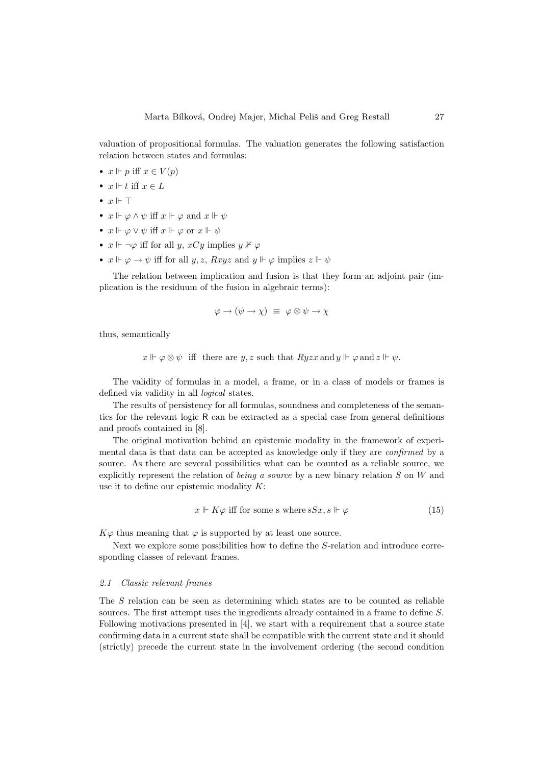valuation of propositional formulas. The valuation generates the following satisfaction relation between states and formulas:

- $x \Vdash p$ iff $x \in V(p)$
- $x \Vdash t$ iff $x \in L$
- $x \Vdash \top$
- $x \Vdash \varphi \wedge \psi$ iff $x \Vdash \varphi$ and $x \Vdash \psi$
- $x \Vdash \varphi \vee \psi$ iff $x \Vdash \varphi$ or $x \Vdash \psi$
- $x \Vdash \neg\varphi$ iff for all $y$, $xCy$ implies $y \nVdash \varphi$
- $x \Vdash \varphi \rightarrow \psi$ iff for all $y, z$, $Rxyz$ and $y \Vdash \varphi$ implies $z \Vdash \psi$

The relation between implication and fusion is that they form an adjoint pair (implication is the residuum of the fusion in algebraic terms):

$$\varphi \rightarrow (\psi \rightarrow \chi) \;\equiv\; \varphi \otimes \psi \rightarrow \chi$$

thus, semantically

$$x \Vdash \varphi \otimes \psi \quad \text{iff} \quad \text{there are } y, z \text{ such that } Ryzx \text{ and } y \Vdash \varphi \text{ and } z \Vdash \psi.$$

The validity of formulas in a model, a frame, or in a class of models or frames is defined via validity in all *logical* states.

The results of persistency for all formulas, soundness and completeness of the semantics for the relevant logic R can be extracted as a special case from general definitions and proofs contained in [8].

The original motivation behind an epistemic modality in the framework of experimental data is that data can be accepted as knowledge only if they are *confirmed* by a source. As there are several possibilities what can be counted as a reliable source, we explicitly represent the relation of *being a source* by a new binary relation $S$ on $W$ and use it to define our epistemic modality $K$:

$$x \Vdash K\varphi \text{ iff for some s where } sSx, s \Vdash \varphi \tag{15}$$

$K\varphi$ thus meaning that $\varphi$ is supported by at least one source.

Next we explore some possibilities how to define the $S$-relation and introduce corresponding classes of relevant frames.

### 2.1 Classic relevant frames

The $S$ relation can be seen as determining which states are to be counted as reliable sources. The first attempt uses the ingredients already contained in a frame to define $S$. Following motivations presented in [4], we start with a requirement that a source state confirming data in a current state shall be compatible with the current state and it should (strictly) precede the current state in the involvement ordering (the second condition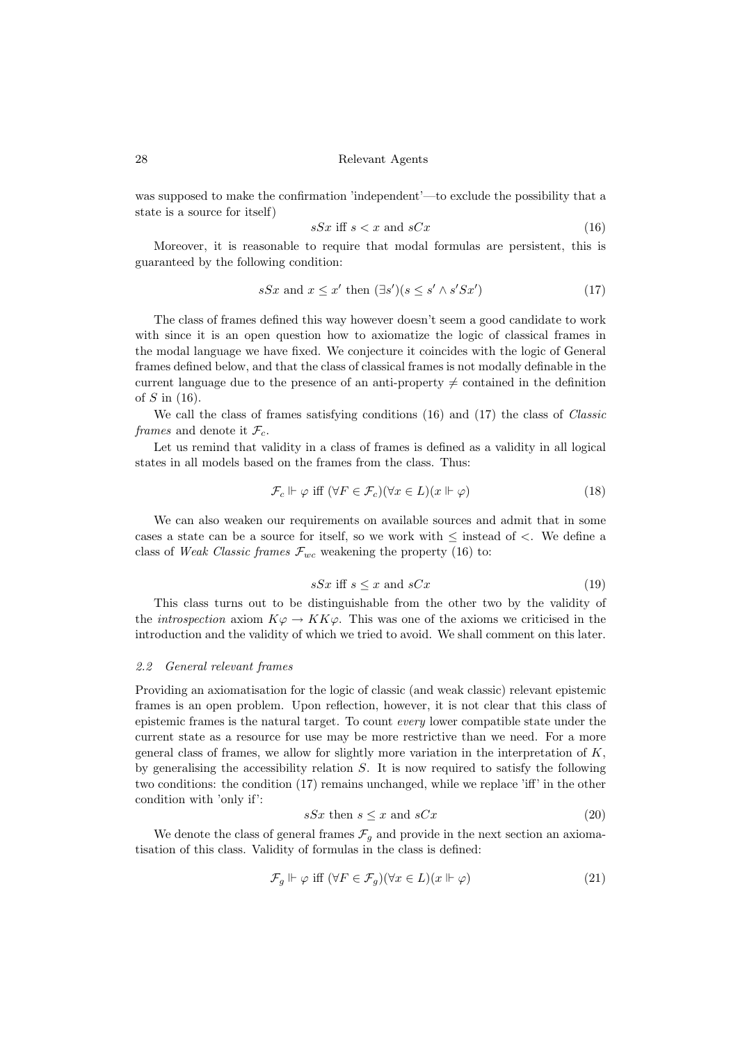was supposed to make the confirmation 'independent'—to exclude the possibility that a state is a source for itself)

$$sSx \text{ iff } s < x \text{ and } sCx \tag{16}$$

Moreover, it is reasonable to require that modal formulas are persistent, this is guaranteed by the following condition:

$$sSx \text{ and } x \leq x' \text{ then } (\exists s')(s \leq s' \wedge s'Sx') \tag{17}$$

The class of frames defined this way however doesn't seem a good candidate to work with since it is an open question how to axiomatize the logic of classical frames in the modal language we have fixed. We conjecture it coincides with the logic of General frames defined below, and that the class of classical frames is not modally definable in the current language due to the presence of an anti-property $\neq$ contained in the definition of $S$ in (16).

We call the class of frames satisfying conditions (16) and (17) the class of *Classic frames* and denote it $\mathcal{F}_c$.

Let us remind that validity in a class of frames is defined as a validity in all logical states in all models based on the frames from the class. Thus:

$$\mathcal{F}_c \Vdash \varphi \text{ iff } (\forall F \in \mathcal{F}_c)(\forall x \in L)(x \Vdash \varphi) \tag{18}$$

We can also weaken our requirements on available sources and admit that in some cases a state can be a source for itself, so we work with $\leq$ instead of $<$. We define a class of *Weak Classic frames* $\mathcal{F}_{wc}$ weakening the property (16) to:

$$sSx \text{ iff } s \leq x \text{ and } sCx \tag{19}$$

This class turns out to be distinguishable from the other two by the validity of the *introspection* axiom $K\varphi \to KK\varphi$. This was one of the axioms we criticised in the introduction and the validity of which we tried to avoid. We shall comment on this later.

### *2.2 General relevant frames*

Providing an axiomatisation for the logic of classic (and weak classic) relevant epistemic frames is an open problem. Upon reflection, however, it is not clear that this class of epistemic frames is the natural target. To count *every* lower compatible state under the current state as a resource for use may be more restrictive than we need. For a more general class of frames, we allow for slightly more variation in the interpretation of $K$, by generalising the accessibility relation $S$. It is now required to satisfy the following two conditions: the condition (17) remains unchanged, while we replace 'iff' in the other condition with 'only if':

$$sSx \text{ then } s \leq x \text{ and } sCx \tag{20}$$

We denote the class of general frames $\mathcal{F}_g$ and provide in the next section an axiomatisation of this class. Validity of formulas in the class is defined:

$$\mathcal{F}_g \Vdash \varphi \text{ iff } (\forall F \in \mathcal{F}_g)(\forall x \in L)(x \Vdash \varphi) \tag{21}$$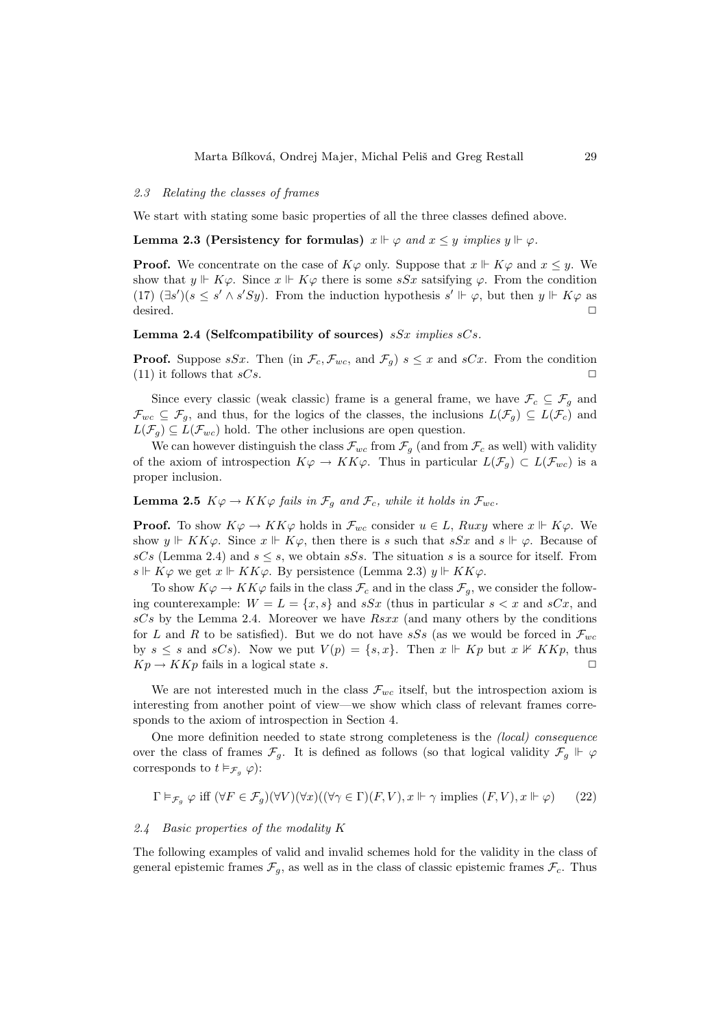### 2.3 Relating the classes of frames

We start with stating some basic properties of all the three classes defined above.

**Lemma 2.3 (Persistency for formulas)** *$x \Vdash \varphi$ and $x \leq y$ implies $y \Vdash \varphi$.*

**Proof.** We concentrate on the case of $K\varphi$ only. Suppose that $x \Vdash K\varphi$ and $x \leq y$. We show that $y \Vdash K\varphi$. Since $x \Vdash K\varphi$ there is some $sSx$ satsifying $\varphi$. From the condition (17) $(\exists s')(s \leq s' \wedge s'Sy)$. From the induction hypothesis $s' \Vdash \varphi$, but then $y \Vdash K\varphi$ as desired. □

**Lemma 2.4 (Selfcompatibility of sources)** *$sSx$ implies $sCs$.*

**Proof.** Suppose $sSx$. Then (in $\mathcal{F}_c, \mathcal{F}_{wc}$, and $\mathcal{F}_g$) $s \leq x$ and $sCx$. From the condition (11) it follows that $sCs$. □

Since every classic (weak classic) frame is a general frame, we have $\mathcal{F}_c \subseteq \mathcal{F}_g$ and $\mathcal{F}_{wc} \subseteq \mathcal{F}_g$, and thus, for the logics of the classes, the inclusions $L(\mathcal{F}_g) \subseteq L(\mathcal{F}_c)$ and $L(\mathcal{F}_g) \subseteq L(\mathcal{F}_{wc})$ hold. The other inclusions are open question.

We can however distinguish the class $\mathcal{F}_{wc}$ from $\mathcal{F}_g$ (and from $\mathcal{F}_c$ as well) with validity of the axiom of introspection $K\varphi \to KK\varphi$. Thus in particular $L(\mathcal{F}_g) \subset L(\mathcal{F}_{wc})$ is a proper inclusion.

**Lemma 2.5** *$K\varphi \to KK\varphi$ fails in $\mathcal{F}_g$ and $\mathcal{F}_c$, while it holds in $\mathcal{F}_{wc}$.*

**Proof.** To show $K\varphi \to KK\varphi$ holds in $\mathcal{F}_{wc}$ consider $u \in L$, $Ruxy$ where $x \Vdash K\varphi$. We show $y \Vdash KK\varphi$. Since $x \Vdash K\varphi$, then there is $s$ such that $sSx$ and $s \Vdash \varphi$. Because of $sCs$ (Lemma 2.4) and $s \leq s$, we obtain $sSs$. The situation $s$ is a source for itself. From $s \Vdash K\varphi$ we get $x \Vdash KK\varphi$. By persistence (Lemma 2.3) $y \Vdash KK\varphi$.

To show $K\varphi \to KK\varphi$ fails in the class $\mathcal{F}_c$ and in the class $\mathcal{F}_g$, we consider the following counterexample: $W = L = \{x, s\}$ and $sSx$ (thus in particular $s < x$ and $sCx$, and $sCs$ by the Lemma 2.4. Moreover we have $Rsxx$ (and many others by the conditions for $L$ and $R$ to be satisfied). But we do not have $sSs$ (as we would be forced in $\mathcal{F}_{wc}$ by $s \leq s$ and $sCs$). Now we put $V(p) = \{s, x\}$. Then $x \Vdash Kp$ but $x \nVdash KKp$, thus $Kp \to KKp$ fails in a logical state $s$. □

We are not interested much in the class $\mathcal{F}_{wc}$ itself, but the introspection axiom is interesting from another point of view—we show which class of relevant frames corresponds to the axiom of introspection in Section 4.

One more definition needed to state strong completeness is the *(local) consequence* over the class of frames $\mathcal{F}_g$. It is defined as follows (so that logical validity $\mathcal{F}_g \Vdash \varphi$ corresponds to $t \vDash_{\mathcal{F}_g} \varphi$):

$$\Gamma \vDash_{\mathcal{F}_g} \varphi \text{ iff } (\forall F \in \mathcal{F}_g)(\forall V)(\forall x)((\forall \gamma \in \Gamma)(F, V), x \Vdash \gamma \text{ implies } (F, V), x \Vdash \varphi) \qquad (22)$$

### 2.4 Basic properties of the modality K

The following examples of valid and invalid schemes hold for the validity in the class of general epistemic frames $\mathcal{F}_g$, as well as in the class of classic epistemic frames $\mathcal{F}_c$. Thus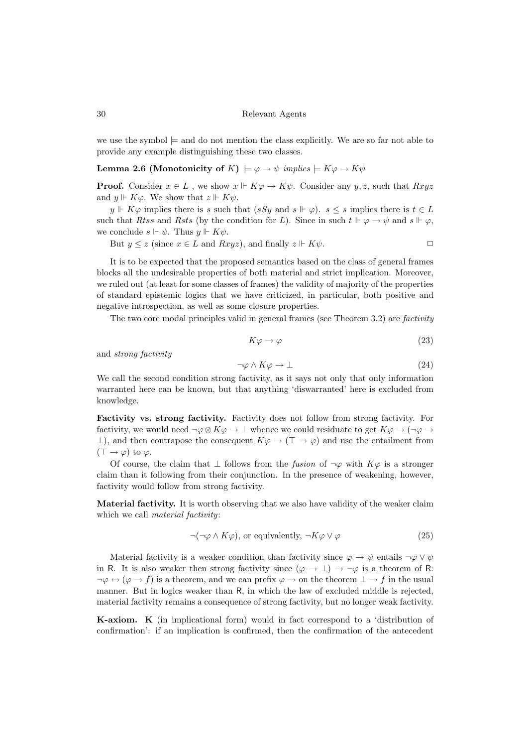we use the symbol $\models$ and do not mention the class explicitly. We are so far not able to provide any example distinguishing these two classes.

**Lemma 2.6 (Monotonicity of** $K$**)** $\models \varphi \to \psi$ *implies* $\models K\varphi \to K\psi$

**Proof.** Consider $x \in L$ , we show $x \Vdash K\varphi \to K\psi$. Consider any $y, z$, such that $Rxyz$ and $y \Vdash K\varphi$. We show that $z \Vdash K\psi$.

$y \Vdash K\varphi$ implies there is $s$ such that ($sSy$ and $s \Vdash \varphi$). $s \leq s$ implies there is $t \in L$ such that $Rtss$ and $Rsts$ (by the condition for $L$). Since in such $t \Vdash \varphi \to \psi$ and $s \Vdash \varphi$, we conclude $s \Vdash \psi$. Thus $y \Vdash K\psi$.

But $y \leq z$ (since $x \in L$ and $Rxyz$), and finally $z \Vdash K\psi$. $\Box$

It is to be expected that the proposed semantics based on the class of general frames blocks all the undesirable properties of both material and strict implication. Moreover, we ruled out (at least for some classes of frames) the validity of majority of the properties of standard epistemic logics that we have criticized, in particular, both positive and negative introspection, as well as some closure properties.

The two core modal principles valid in general frames (see Theorem 3.2) are *factivity*

$$K\varphi \to \varphi \tag{23}$$

and *strong factivity*

$$\neg\varphi \wedge K\varphi \to \bot \tag{24}$$

We call the second condition strong factivity, as it says not only that only information warranted here can be known, but that anything 'diswarranted' here is excluded from knowledge.

**Factivity vs. strong factivity.** Factivity does not follow from strong factivity. For factivity, we would need $\neg\varphi \otimes K\varphi \to \bot$ whence we could residuate to get $K\varphi \to (\neg\varphi \to \bot)$, and then contrapose the consequent $K\varphi \to (\top \to \varphi)$ and use the entailment from $(\top \to \varphi)$ to $\varphi$.

Of course, the claim that $\bot$ follows from the *fusion* of $\neg\varphi$ with $K\varphi$ is a stronger claim than it following from their conjunction. In the presence of weakening, however, factivity would follow from strong factivity.

**Material factivity.** It is worth observing that we also have validity of the weaker claim which we call *material factivity*:

$$\neg(\neg\varphi \wedge K\varphi), \text{ or equivalently, } \neg K\varphi \vee \varphi \tag{25}$$

Material factivity is a weaker condition than factivity since $\varphi \to \psi$ entails $\neg\varphi \vee \psi$ in R. It is also weaker then strong factivity since $(\varphi \to \bot) \to \neg\varphi$ is a theorem of R: $\neg\varphi \leftrightarrow (\varphi \to f)$ is a theorem, and we can prefix $\varphi \to$ on the theorem $\bot \to f$ in the usual manner. But in logics weaker than R, in which the law of excluded middle is rejected, material factivity remains a consequence of strong factivity, but no longer weak factivity.

**K-axiom. K** (in implicational form) would in fact correspond to a 'distribution of confirmation': if an implication is confirmed, then the confirmation of the antecedent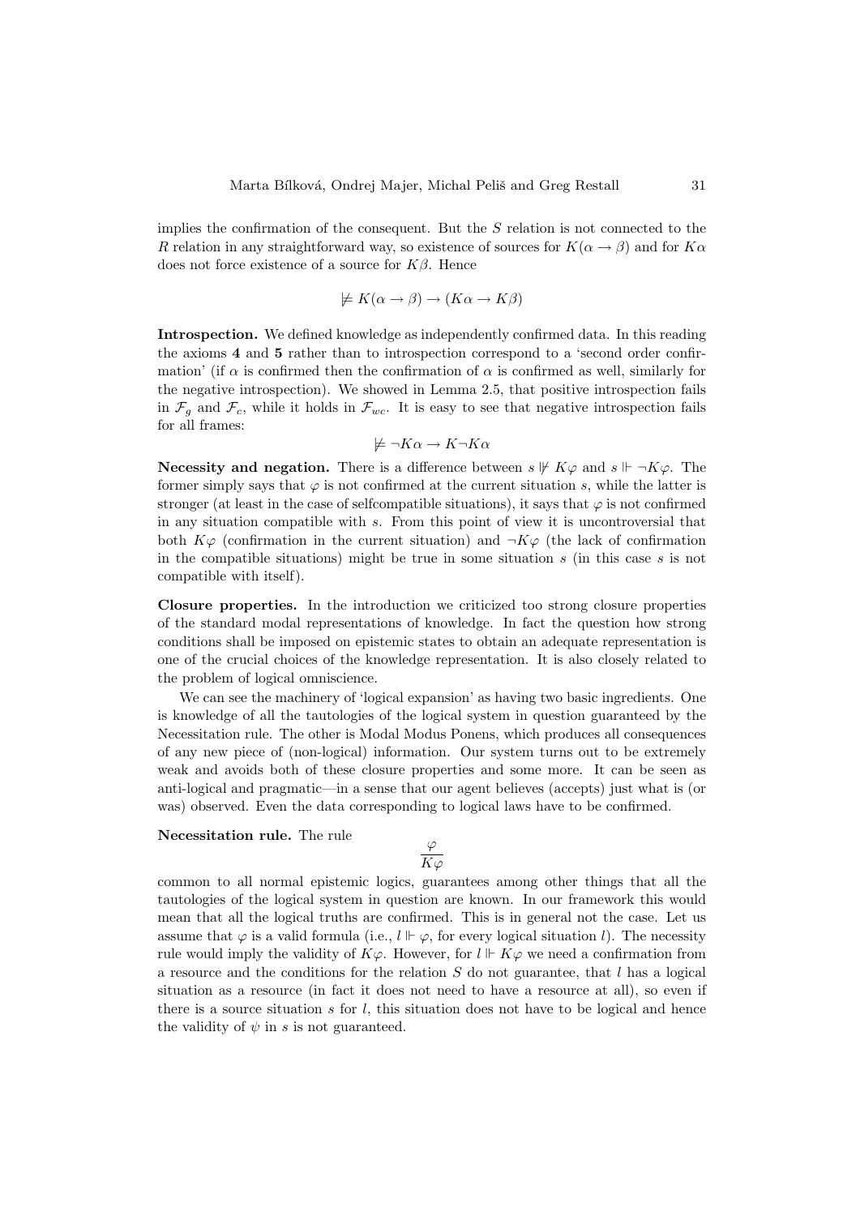implies the confirmation of the consequent. But the $S$ relation is not connected to the $R$ relation in any straightforward way, so existence of sources for $K(\alpha \to \beta)$ and for $K\alpha$ does not force existence of a source for $K\beta$. Hence

$$\not\models K(\alpha \to \beta) \to (K\alpha \to K\beta)$$

**Introspection.** We defined knowledge as independently confirmed data. In this reading the axioms **4** and **5** rather than to introspection correspond to a 'second order confirmation' (if $\alpha$ is confirmed then the confirmation of $\alpha$ is confirmed as well, similarly for the negative introspection). We showed in Lemma 2.5, that positive introspection fails in $\mathcal{F}_g$ and $\mathcal{F}_c$, while it holds in $\mathcal{F}_{wc}$. It is easy to see that negative introspection fails for all frames:

$$\not\models \neg K\alpha \to K\neg K\alpha$$

**Necessity and negation.** There is a difference between $s \not\Vdash K\varphi$ and $s \Vdash \neg K\varphi$. The former simply says that $\varphi$ is not confirmed at the current situation $s$, while the latter is stronger (at least in the case of selfcompatible situations), it says that $\varphi$ is not confirmed in any situation compatible with $s$. From this point of view it is uncontroversial that both $K\varphi$ (confirmation in the current situation) and $\neg K\varphi$ (the lack of confirmation in the compatible situations) might be true in some situation $s$ (in this case $s$ is not compatible with itself).

**Closure properties.** In the introduction we criticized too strong closure properties of the standard modal representations of knowledge. In fact the question how strong conditions shall be imposed on epistemic states to obtain an adequate representation is one of the crucial choices of the knowledge representation. It is also closely related to the problem of logical omniscience.

We can see the machinery of 'logical expansion' as having two basic ingredients. One is knowledge of all the tautologies of the logical system in question guaranteed by the Necessitation rule. The other is Modal Modus Ponens, which produces all consequences of any new piece of (non-logical) information. Our system turns out to be extremely weak and avoids both of these closure properties and some more. It can be seen as anti-logical and pragmatic—in a sense that our agent believes (accepts) just what is (or was) observed. Even the data corresponding to logical laws have to be confirmed.

**Necessitation rule.** The rule

$$\frac{\varphi}{K\varphi}$$

common to all normal epistemic logics, guarantees among other things that all the tautologies of the logical system in question are known. In our framework this would mean that all the logical truths are confirmed. This is in general not the case. Let us assume that $\varphi$ is a valid formula (i.e., $l \Vdash \varphi$, for every logical situation $l$). The necessity rule would imply the validity of $K\varphi$. However, for $l \Vdash K\varphi$ we need a confirmation from a resource and the conditions for the relation $S$ do not guarantee, that $l$ has a logical situation as a resource (in fact it does not need to have a resource at all), so even if there is a source situation $s$ for $l$, this situation does not have to be logical and hence the validity of $\psi$ in $s$ is not guaranteed.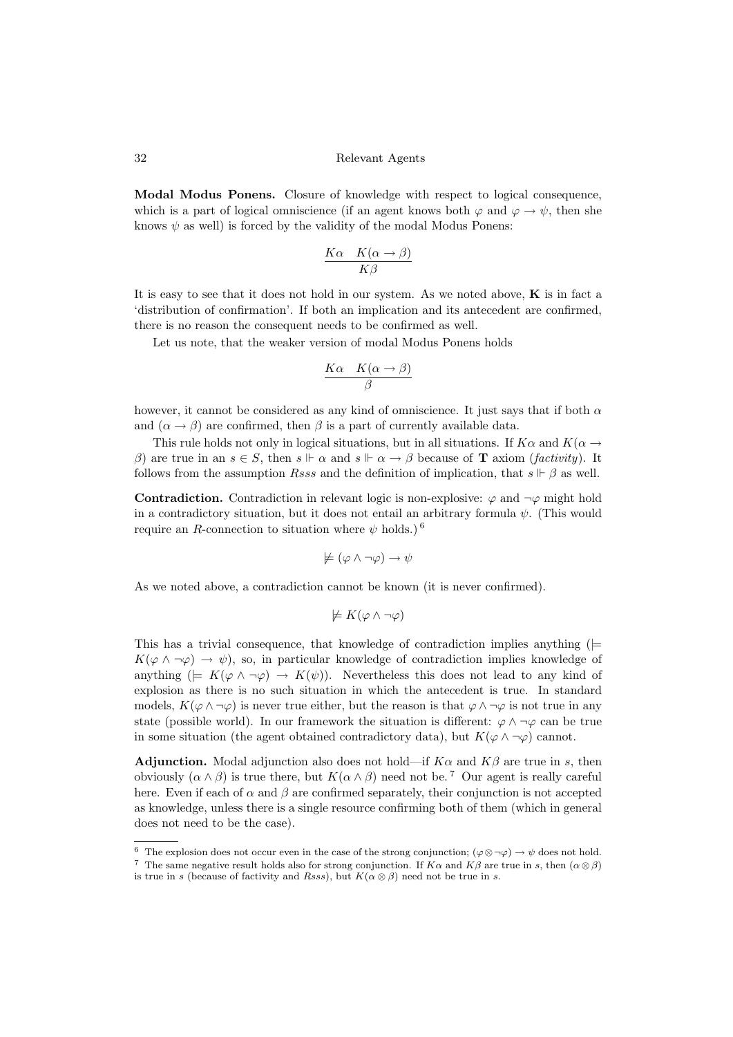**Modal Modus Ponens.** Closure of knowledge with respect to logical consequence, which is a part of logical omniscience (if an agent knows both $\varphi$ and $\varphi \to \psi$, then she knows $\psi$ as well) is forced by the validity of the modal Modus Ponens:

$$\frac{K\alpha \quad K(\alpha \to \beta)}{K\beta}$$

It is easy to see that it does not hold in our system. As we noted above, **K** is in fact a 'distribution of confirmation'. If both an implication and its antecedent are confirmed, there is no reason the consequent needs to be confirmed as well.

Let us note, that the weaker version of modal Modus Ponens holds

$$\frac{K\alpha \quad K(\alpha \to \beta)}{\beta}$$

however, it cannot be considered as any kind of omniscience. It just says that if both $\alpha$ and $(\alpha \to \beta)$ are confirmed, then $\beta$ is a part of currently available data.

This rule holds not only in logical situations, but in all situations. If $K\alpha$ and $K(\alpha \to \beta)$ are true in an $s \in S$, then $s \Vdash \alpha$ and $s \Vdash \alpha \to \beta$ because of **T** axiom (*factivity*). It follows from the assumption $Rsss$ and the definition of implication, that $s \Vdash \beta$ as well.

**Contradiction.** Contradiction in relevant logic is non-explosive: $\varphi$ and $\neg\varphi$ might hold in a contradictory situation, but it does not entail an arbitrary formula $\psi$. (This would require an $R$-connection to situation where $\psi$ holds.) [6]

$$\not\models (\varphi \wedge \neg\varphi) \to \psi$$

As we noted above, a contradiction cannot be known (it is never confirmed).

$$\not\models K(\varphi \wedge \neg\varphi)$$

This has a trivial consequence, that knowledge of contradiction implies anything ($\models K(\varphi \wedge \neg\varphi) \to \psi$), so, in particular knowledge of contradiction implies knowledge of anything ($\models K(\varphi \wedge \neg\varphi) \to K(\psi)$). Nevertheless this does not lead to any kind of explosion as there is no such situation in which the antecedent is true. In standard models, $K(\varphi \wedge \neg\varphi)$ is never true either, but the reason is that $\varphi \wedge \neg\varphi$ is not true in any state (possible world). In our framework the situation is different: $\varphi \wedge \neg\varphi$ can be true in some situation (the agent obtained contradictory data), but $K(\varphi \wedge \neg\varphi)$ cannot.

**Adjunction.** Modal adjunction also does not hold—if $K\alpha$ and $K\beta$ are true in $s$, then obviously $(\alpha \wedge \beta)$ is true there, but $K(\alpha \wedge \beta)$ need not be. [7] Our agent is really careful here. Even if each of $\alpha$ and $\beta$ are confirmed separately, their conjunction is not accepted as knowledge, unless there is a single resource confirming both of them (which in general does not need to be the case).

---

[6] The explosion does not occur even in the case of the strong conjunction; $(\varphi \otimes \neg\varphi) \to \psi$ does not hold.

[7] The same negative result holds also for strong conjunction. If $K\alpha$ and $K\beta$ are true in $s$, then $(\alpha \otimes \beta)$ is true in $s$ (because of factivity and $Rsss$), but $K(\alpha \otimes \beta)$ need not be true in $s$.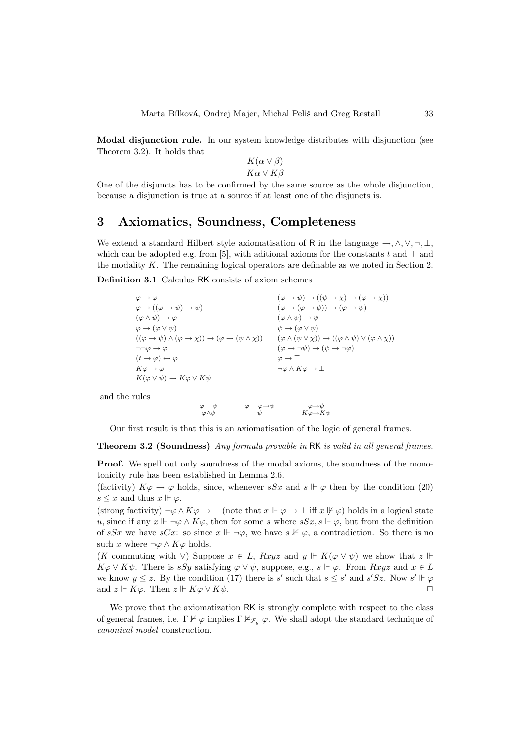**Modal disjunction rule.** In our system knowledge distributes with disjunction (see Theorem 3.2). It holds that

$$\frac{K(\alpha \vee \beta)}{K\alpha \vee K\beta}$$

One of the disjuncts has to be confirmed by the same source as the whole disjunction, because a disjunction is true at a source if at least one of the disjuncts is.

# 3 Axiomatics, Soundness, Completeness

We extend a standard Hilbert style axiomatisation of R in the language $\rightarrow, \wedge, \vee, \neg, \bot$, which can be adopted e.g. from [5], with aditional axioms for the constants $t$ and $\top$ and the modality $K$. The remaining logical operators are definable as we noted in Section 2.

**Definition 3.1** Calculus RK consists of axiom schemes

$\varphi \rightarrow \varphi$

$(\varphi \rightarrow \psi) \rightarrow ((\psi \rightarrow \chi) \rightarrow (\varphi \rightarrow \chi))$

$\varphi \rightarrow ((\varphi \rightarrow \psi) \rightarrow \psi)$

$(\varphi \rightarrow (\varphi \rightarrow \psi)) \rightarrow (\varphi \rightarrow \psi)$

$(\varphi \wedge \psi) \rightarrow \varphi$

$(\varphi \wedge \psi) \rightarrow \psi$

$\varphi \rightarrow (\varphi \vee \psi)$

$\psi \rightarrow (\varphi \vee \psi)$

$((\varphi \rightarrow \psi) \wedge (\varphi \rightarrow \chi)) \rightarrow (\varphi \rightarrow (\psi \wedge \chi))$

$(\varphi \wedge (\psi \vee \chi)) \rightarrow ((\varphi \wedge \psi) \vee (\varphi \wedge \chi))$

$\neg\neg\varphi \rightarrow \varphi$

$(\varphi \rightarrow \neg\psi) \rightarrow (\psi \rightarrow \neg\varphi)$

$(t \rightarrow \varphi) \leftrightarrow \varphi$

$\varphi \rightarrow \top$

$K\varphi \rightarrow \varphi$

$\neg\varphi \wedge K\varphi \rightarrow \bot$

$K(\varphi \vee \psi) \rightarrow K\varphi \vee K\psi$

and the rules

$$\frac{\varphi \quad \psi}{\varphi \wedge \psi} \qquad \frac{\varphi \quad \varphi \rightarrow \psi}{\psi} \qquad \frac{\varphi \rightarrow \psi}{K\varphi \rightarrow K\psi}$$

Our first result is that this is an axiomatisation of the logic of general frames.

**Theorem 3.2 (Soundness)** *Any formula provable in* RK *is valid in all general frames.*

**Proof.** We spell out only soundness of the modal axioms, the soundness of the monotonicity rule has been established in Lemma 2.6.

(factivity) $K\varphi \rightarrow \varphi$ holds, since, whenever $sSx$ and $s \Vdash \varphi$ then by the condition (20) $s \leq x$ and thus $x \Vdash \varphi$.

(strong factivity) $\neg\varphi \wedge K\varphi \rightarrow \bot$ (note that $x \Vdash \varphi \rightarrow \bot$ iff $x \nVdash \varphi$) holds in a logical state $u$, since if any $x \Vdash \neg\varphi \wedge K\varphi$, then for some $s$ where $sSx, s \Vdash \varphi$, but from the definition of $sSx$ we have $sCx$: so since $x \Vdash \neg\varphi$, we have $s \nVdash \varphi$, a contradiction. So there is no such $x$ where $\neg\varphi \wedge K\varphi$ holds.

($K$ commuting with $\vee$) Suppose $x \in L$, $Rxyz$ and $y \Vdash K(\varphi \vee \psi)$ we show that $z \Vdash K\varphi \vee K\psi$. There is $sSy$ satisfying $\varphi \vee \psi$, suppose, e.g., $s \Vdash \varphi$. From $Rxyz$ and $x \in L$ we know $y \leq z$. By the condition (17) there is $s'$ such that $s \leq s'$ and $s'Sz$. Now $s' \Vdash \varphi$ and $z \Vdash K\varphi$. Then $z \Vdash K\varphi \vee K\psi$. □

We prove that the axiomatization RK is strongly complete with respect to the class of general frames, i.e. $\Gamma \nvdash \varphi$ implies $\Gamma \nvDash_{\mathcal{F}_g} \varphi$. We shall adopt the standard technique of *canonical model* construction.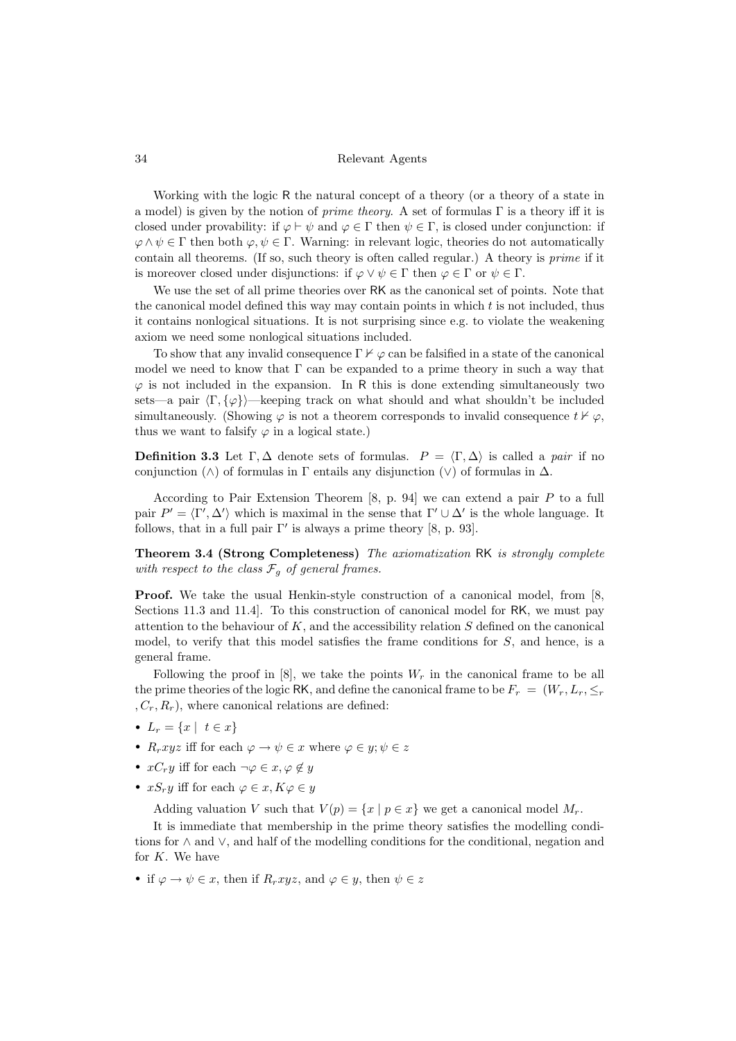Working with the logic R the natural concept of a theory (or a theory of a state in a model) is given by the notion of *prime theory*. A set of formulas $\Gamma$ is a theory iff it is closed under provability: if $\varphi \vdash \psi$ and $\varphi \in \Gamma$ then $\psi \in \Gamma$, is closed under conjunction: if $\varphi \wedge \psi \in \Gamma$ then both $\varphi, \psi \in \Gamma$. Warning: in relevant logic, theories do not automatically contain all theorems. (If so, such theory is often called regular.) A theory is *prime* if it is moreover closed under disjunctions: if $\varphi \vee \psi \in \Gamma$ then $\varphi \in \Gamma$ or $\psi \in \Gamma$.

We use the set of all prime theories over RK as the canonical set of points. Note that the canonical model defined this way may contain points in which $t$ is not included, thus it contains nonlogical situations. It is not surprising since e.g. to violate the weakening axiom we need some nonlogical situations included.

To show that any invalid consequence $\Gamma \nvdash \varphi$ can be falsified in a state of the canonical model we need to know that $\Gamma$ can be expanded to a prime theory in such a way that $\varphi$ is not included in the expansion. In R this is done extending simultaneously two sets—a pair $\langle \Gamma, \{\varphi\} \rangle$—keeping track on what should and what shouldn't be included simultaneously. (Showing $\varphi$ is not a theorem corresponds to invalid consequence $t \nvdash \varphi$, thus we want to falsify $\varphi$ in a logical state.)

**Definition 3.3** Let $\Gamma, \Delta$ denote sets of formulas. $P = \langle \Gamma, \Delta \rangle$ is called a *pair* if no conjunction ($\wedge$) of formulas in $\Gamma$ entails any disjunction ($\vee$) of formulas in $\Delta$.

According to Pair Extension Theorem [8, p. 94] we can extend a pair $P$ to a full pair $P' = \langle \Gamma', \Delta' \rangle$ which is maximal in the sense that $\Gamma' \cup \Delta'$ is the whole language. It follows, that in a full pair $\Gamma'$ is always a prime theory [8, p. 93].

**Theorem 3.4 (Strong Completeness)** *The axiomatization* RK *is strongly complete with respect to the class $\mathcal{F}_g$ of general frames.*

**Proof.** We take the usual Henkin-style construction of a canonical model, from [8, Sections 11.3 and 11.4]. To this construction of canonical model for RK, we must pay attention to the behaviour of $K$, and the accessibility relation $S$ defined on the canonical model, to verify that this model satisfies the frame conditions for $S$, and hence, is a general frame.

Following the proof in [8], we take the points $W_r$ in the canonical frame to be all the prime theories of the logic RK, and define the canonical frame to be $F_r = (W_r, L_r, \leq_r, C_r, R_r)$, where canonical relations are defined:

- $L_r = \{x \mid t \in x\}$
- $R_r xyz$ iff for each $\varphi \to \psi \in x$ where $\varphi \in y; \psi \in z$
- $x C_r y$ iff for each $\neg\varphi \in x, \varphi \notin y$
- $x S_r y$ iff for each $\varphi \in x, K\varphi \in y$

Adding valuation $V$ such that $V(p) = \{x \mid p \in x\}$ we get a canonical model $M_r$.

It is immediate that membership in the prime theory satisfies the modelling conditions for $\wedge$ and $\vee$, and half of the modelling conditions for the conditional, negation and for $K$. We have

- if $\varphi \to \psi \in x$, then if $R_r xyz$, and $\varphi \in y$, then $\psi \in z$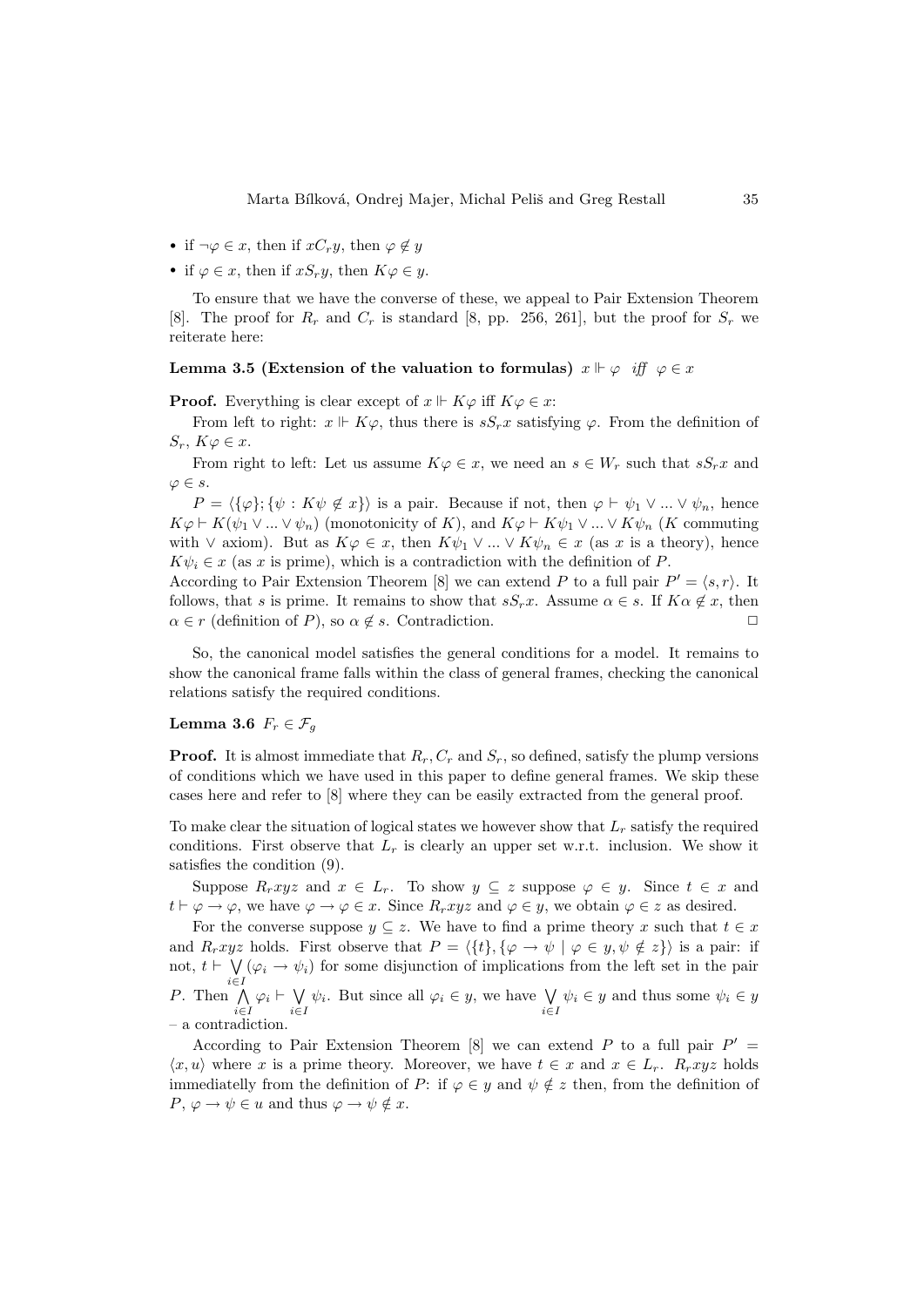- if $\neg\varphi \in x$, then if $xC_ry$, then $\varphi \notin y$
- if $\varphi \in x$, then if $xS_ry$, then $K\varphi \in y$.

To ensure that we have the converse of these, we appeal to Pair Extension Theorem [8]. The proof for $R_r$ and $C_r$ is standard [8, pp. 256, 261], but the proof for $S_r$ we reiterate here:

**Lemma 3.5 (Extension of the valuation to formulas)** $x \Vdash \varphi$ *iff* $\varphi \in x$

**Proof.** Everything is clear except of $x \Vdash K\varphi$ iff $K\varphi \in x$:

From left to right: $x \Vdash K\varphi$, thus there is $sS_rx$ satisfying $\varphi$. From the definition of $S_r$, $K\varphi \in x$.

From right to left: Let us assume $K\varphi \in x$, we need an $s \in W_r$ such that $sS_rx$ and $\varphi \in s$.

$P = \langle \{\varphi\}; \{\psi : K\psi \notin x\}\rangle$ is a pair. Because if not, then $\varphi \vdash \psi_1 \vee ... \vee \psi_n$, hence $K\varphi \vdash K(\psi_1 \vee ... \vee \psi_n)$ (monotonicity of $K$), and $K\varphi \vdash K\psi_1 \vee ... \vee K\psi_n$ ($K$ commuting with $\vee$ axiom). But as $K\varphi \in x$, then $K\psi_1 \vee ... \vee K\psi_n \in x$ (as $x$ is a theory), hence $K\psi_i \in x$ (as $x$ is prime), which is a contradiction with the definition of $P$.
According to Pair Extension Theorem [8] we can extend $P$ to a full pair $P' = \langle s, r\rangle$. It follows, that $s$ is prime. It remains to show that $sS_rx$. Assume $\alpha \in s$. If $K\alpha \notin x$, then $\alpha \in r$ (definition of $P$), so $\alpha \notin s$. Contradiction. □

So, the canonical model satisfies the general conditions for a model. It remains to show the canonical frame falls within the class of general frames, checking the canonical relations satisfy the required conditions.

**Lemma 3.6** $F_r \in \mathcal{F}_g$

**Proof.** It is almost immediate that $R_r, C_r$ and $S_r$, so defined, satisfy the plump versions of conditions which we have used in this paper to define general frames. We skip these cases here and refer to [8] where they can be easily extracted from the general proof.

To make clear the situation of logical states we however show that $L_r$ satisfy the required conditions. First observe that $L_r$ is clearly an upper set w.r.t. inclusion. We show it satisfies the condition (9).

Suppose $R_rxyz$ and $x \in L_r$. To show $y \subseteq z$ suppose $\varphi \in y$. Since $t \in x$ and $t \vdash \varphi \to \varphi$, we have $\varphi \to \varphi \in x$. Since $R_rxyz$ and $\varphi \in y$, we obtain $\varphi \in z$ as desired.

For the converse suppose $y \subseteq z$. We have to find a prime theory $x$ such that $t \in x$ and $R_rxyz$ holds. First observe that $P = \langle \{t\}, \{\varphi \to \psi \mid \varphi \in y, \psi \notin z\}\rangle$ is a pair: if not, $t \vdash \bigvee_{i \in I}(\varphi_i \to \psi_i)$ for some disjunction of implications from the left set in the pair $P$. Then $\bigwedge_{i \in I} \varphi_i \vdash \bigvee_{i \in I} \psi_i$. But since all $\varphi_i \in y$, we have $\bigvee_{i \in I} \psi_i \in y$ and thus some $\psi_i \in y$ – a contradiction.

According to Pair Extension Theorem [8] we can extend $P$ to a full pair $P' = \langle x, u\rangle$ where $x$ is a prime theory. Moreover, we have $t \in x$ and $x \in L_r$. $R_rxyz$ holds immediatelly from the definition of $P$: if $\varphi \in y$ and $\psi \notin z$ then, from the definition of $P$, $\varphi \to \psi \in u$ and thus $\varphi \to \psi \notin x$.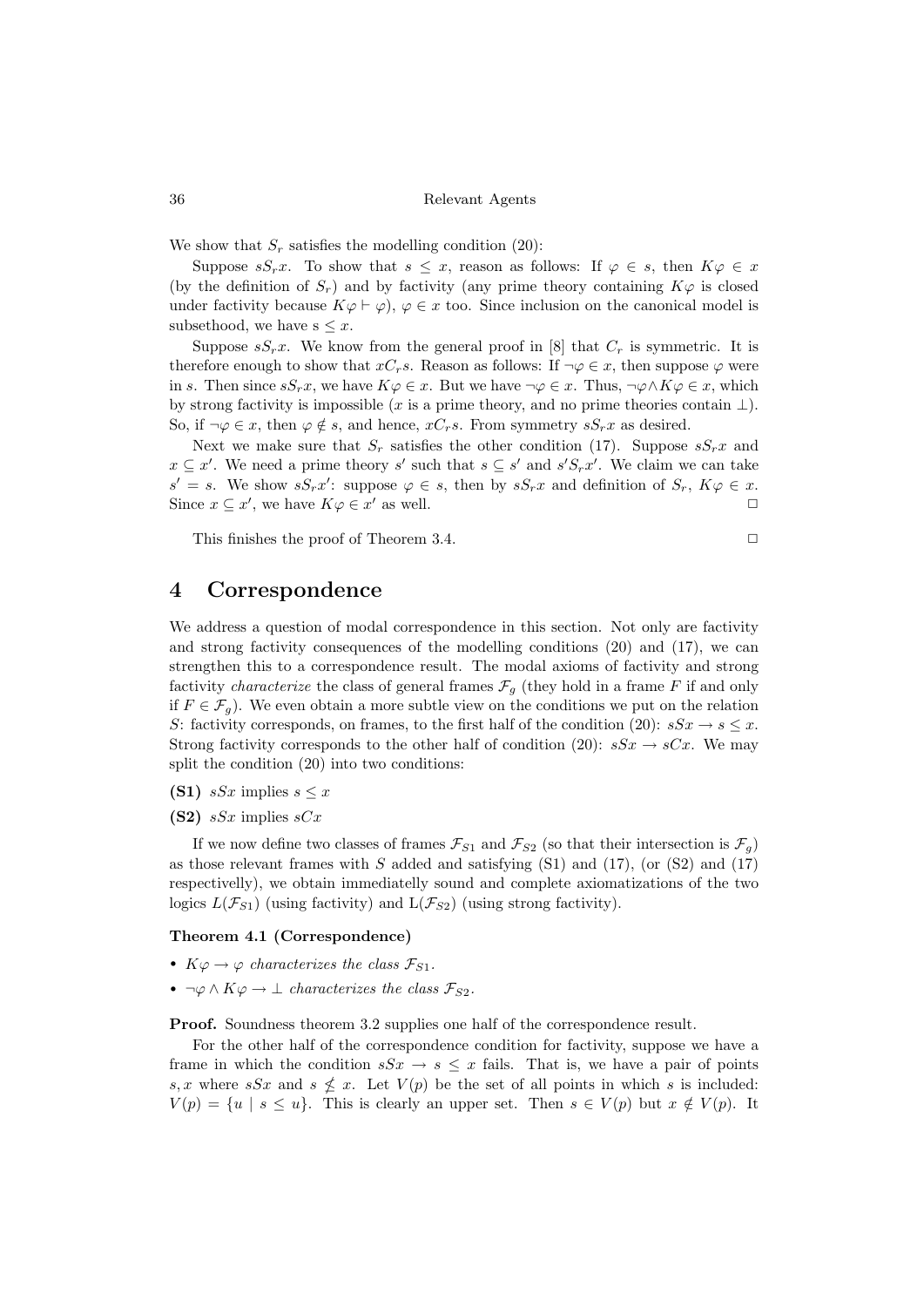We show that $S_r$ satisfies the modelling condition (20):

Suppose $sS_rx$. To show that $s \leq x$, reason as follows: If $\varphi \in s$, then $K\varphi \in x$ (by the definition of $S_r$) and by factivity (any prime theory containing $K\varphi$ is closed under factivity because $K\varphi \vdash \varphi$), $\varphi \in x$ too. Since inclusion on the canonical model is subsethood, we have s $\leq x$.

Suppose $sS_rx$. We know from the general proof in [8] that $C_r$ is symmetric. It is therefore enough to show that $xC_rs$. Reason as follows: If $\neg\varphi \in x$, then suppose $\varphi$ were in $s$. Then since $sS_rx$, we have $K\varphi \in x$. But we have $\neg\varphi \in x$. Thus, $\neg\varphi \wedge K\varphi \in x$, which by strong factivity is impossible ($x$ is a prime theory, and no prime theories contain $\perp$). So, if $\neg\varphi \in x$, then $\varphi \notin s$, and hence, $xC_rs$. From symmetry $sS_rx$ as desired.

Next we make sure that $S_r$ satisfies the other condition (17). Suppose $sS_rx$ and $x \subseteq x'$. We need a prime theory $s'$ such that $s \subseteq s'$ and $s'S_rx'$. We claim we can take $s' = s$. We show $sS_rx'$: suppose $\varphi \in s$, then by $sS_rx$ and definition of $S_r$, $K\varphi \in x$. Since $x \subseteq x'$, we have $K\varphi \in x'$ as well. □

This finishes the proof of Theorem 3.4. □

## 4 Correspondence

We address a question of modal correspondence in this section. Not only are factivity and strong factivity consequences of the modelling conditions (20) and (17), we can strengthen this to a correspondence result. The modal axioms of factivity and strong factivity *characterize* the class of general frames $\mathcal{F}_g$ (they hold in a frame $F$ if and only if $F \in \mathcal{F}_g$). We even obtain a more subtle view on the conditions we put on the relation $S$: factivity corresponds, on frames, to the first half of the condition (20): $sSx \to s \leq x$. Strong factivity corresponds to the other half of condition (20): $sSx \to sCx$. We may split the condition (20) into two conditions:

- **(S1)** $sSx$ implies $s \leq x$
- **(S2)** $sSx$ implies $sCx$

If we now define two classes of frames $\mathcal{F}_{S1}$ and $\mathcal{F}_{S2}$ (so that their intersection is $\mathcal{F}_g$) as those relevant frames with $S$ added and satisfying (S1) and (17), (or (S2) and (17) respectivelly), we obtain immediately sound and complete axiomatizations of the two logics $L(\mathcal{F}_{S1})$ (using factivity) and L($\mathcal{F}_{S2}$) (using strong factivity).

**Theorem 4.1 (Correspondence)**

- $K\varphi \to \varphi$ *characterizes the class* $\mathcal{F}_{S1}$.
- $\neg\varphi \wedge K\varphi \to \perp$ *characterizes the class* $\mathcal{F}_{S2}$.

**Proof.** Soundness theorem 3.2 supplies one half of the correspondence result.

For the other half of the correspondence condition for factivity, suppose we have a frame in which the condition $sSx \to s \leq x$ fails. That is, we have a pair of points $s, x$ where $sSx$ and $s \not\leq x$. Let $V(p)$ be the set of all points in which $s$ is included: $V(p) = \{u \mid s \leq u\}$. This is clearly an upper set. Then $s \in V(p)$ but $x \notin V(p)$. It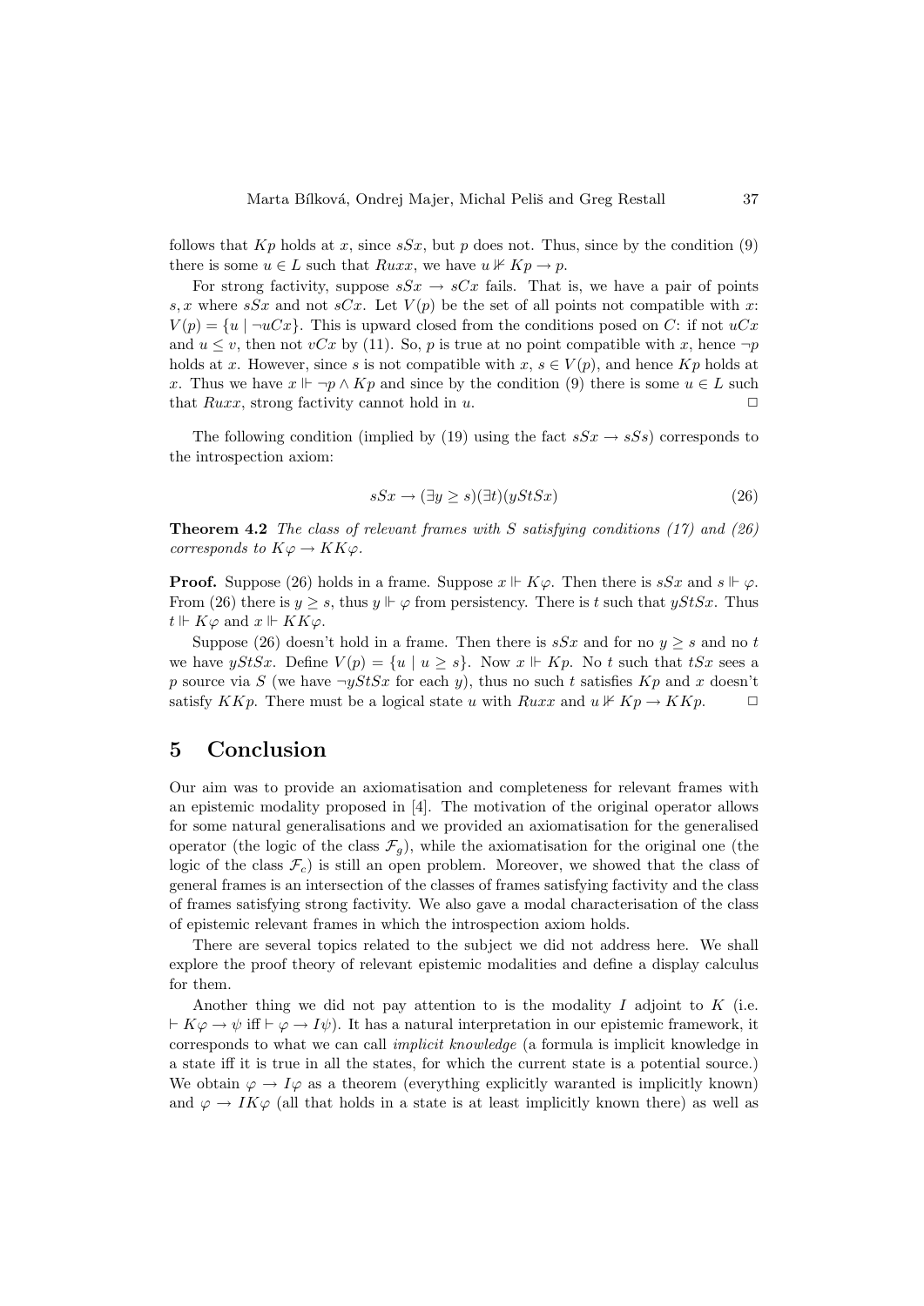follows that $Kp$ holds at $x$, since $sSx$, but $p$ does not. Thus, since by the condition (9) there is some $u \in L$ such that $Ruxx$, we have $u \nVdash Kp \to p$.

For strong factivity, suppose $sSx \to sCx$ fails. That is, we have a pair of points $s, x$ where $sSx$ and not $sCx$. Let $V(p)$ be the set of all points not compatible with $x$: $V(p) = \{u \mid \neg uCx\}$. This is upward closed from the conditions posed on $C$: if not $uCx$ and $u \leq v$, then not $vCx$ by (11). So, $p$ is true at no point compatible with $x$, hence $\neg p$ holds at $x$. However, since $s$ is not compatible with $x$, $s \in V(p)$, and hence $Kp$ holds at $x$. Thus we have $x \Vdash \neg p \wedge Kp$ and since by the condition (9) there is some $u \in L$ such that $Ruxx$, strong factivity cannot hold in $u$. $\square$

The following condition (implied by (19) using the fact $sSx \to sSs$) corresponds to the introspection axiom:

$$sSx \to (\exists y \geq s)(\exists t)(yStSx) \tag{26}$$

**Theorem 4.2** *The class of relevant frames with $S$ satisfying conditions (17) and (26) corresponds to $K\varphi \to KK\varphi$.*

**Proof.** Suppose (26) holds in a frame. Suppose $x \Vdash K\varphi$. Then there is $sSx$ and $s \Vdash \varphi$. From (26) there is $y \geq s$, thus $y \Vdash \varphi$ from persistency. There is $t$ such that $yStSx$. Thus $t \Vdash K\varphi$ and $x \Vdash KK\varphi$.

Suppose (26) doesn't hold in a frame. Then there is $sSx$ and for no $y \geq s$ and no $t$ we have $yStSx$. Define $V(p) = \{u \mid u \geq s\}$. Now $x \Vdash Kp$. No $t$ such that $tSx$ sees a $p$ source via $S$ (we have $\neg yStSx$ for each $y$), thus no such $t$ satisfies $Kp$ and $x$ doesn't satisfy $KKp$. There must be a logical state $u$ with $Ruxx$ and $u \nVdash Kp \to KKp$. $\square$

# 5 Conclusion

Our aim was to provide an axiomatisation and completeness for relevant frames with an epistemic modality proposed in [4]. The motivation of the original operator allows for some natural generalisations and we provided an axiomatisation for the generalised operator (the logic of the class $\mathcal{F}_g$), while the axiomatisation for the original one (the logic of the class $\mathcal{F}_c$) is still an open problem. Moreover, we showed that the class of general frames is an intersection of the classes of frames satisfying factivity and the class of frames satisfying strong factivity. We also gave a modal characterisation of the class of epistemic relevant frames in which the introspection axiom holds.

There are several topics related to the subject we did not address here. We shall explore the proof theory of relevant epistemic modalities and define a display calculus for them.

Another thing we did not pay attention to is the modality $I$ adjoint to $K$ (i.e. $\vdash K\varphi \to \psi$ iff $\vdash \varphi \to I\psi$). It has a natural interpretation in our epistemic framework, it corresponds to what we can call *implicit knowledge* (a formula is implicit knowledge in a state iff it is true in all the states, for which the current state is a potential source.) We obtain $\varphi \to I\varphi$ as a theorem (everything explicitly waranted is implicitly known) and $\varphi \to IK\varphi$ (all that holds in a state is at least implicitly known there) as well as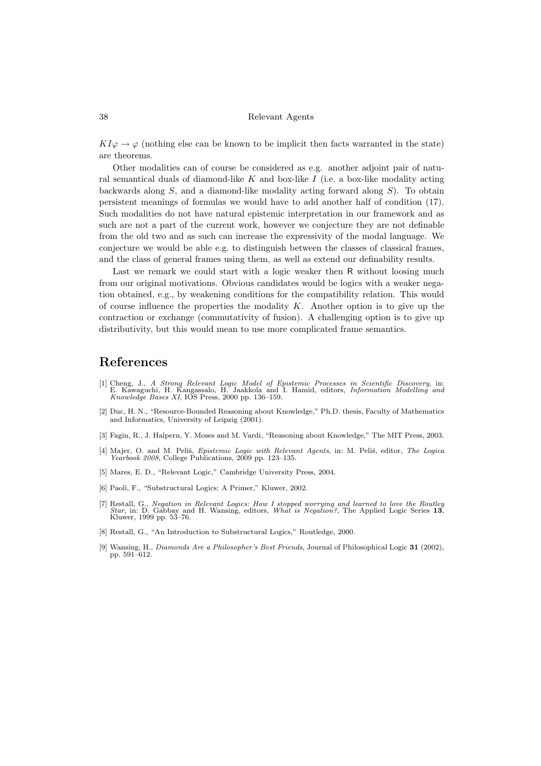$KI\varphi \to \varphi$ (nothing else can be known to be implicit then facts warranted in the state) are theorems.

Other modalities can of course be considered as e.g. another adjoint pair of natural semantical duals of diamond-like $K$ and box-like $I$ (i.e. a box-like modality acting backwards along $S$, and a diamond-like modality acting forward along $S$). To obtain persistent meanings of formulas we would have to add another half of condition (17). Such modalities do not have natural epistemic interpretation in our framework and as such are not a part of the current work, however we conjecture they are not definable from the old two and as such can increase the expressivity of the modal language. We conjecture we would be able e.g. to distinguish between the classes of classical frames, and the class of general frames using them, as well as extend our definability results.

Last we remark we could start with a logic weaker then R without loosing much from our original motivations. Obvious candidates would be logics with a weaker negation obtained, e.g., by weakening conditions for the compatibility relation. This would of course influence the properties the modality $K$. Another option is to give up the contraction or exchange (commutativity of fusion). A challenging option is to give up distributivity, but this would mean to use more complicated frame semantics.

# References

[1] Cheng, J., *A Strong Relevant Logic Model of Epistemic Processes in Scientific Discovery*, in: E. Kawaguchi, H. Kangassalo, H. Jaakkola and I. Hamid, editors, *Information Modelling and Knowledge Bases XI*, IOS Press, 2000 pp. 136–159.

[2] Duc, H. N., "Resource-Bounded Reasoning about Knowledge," Ph.D. thesis, Faculty of Mathematics and Informatics, University of Leipzig (2001).

[3] Fagin, R., J. Halpern, Y. Moses and M. Vardi, "Reasoning about Knowledge," The MIT Press, 2003.

[4] Majer, O. and M. Peliš, *Epistemic Logic with Relevant Agents*, in: M. Peliš, editor, *The Logica Yearbook 2008*, College Publications, 2009 pp. 123–135.

[5] Mares, E. D., "Relevant Logic," Cambridge University Press, 2004.

[6] Paoli, F., "Substructural Logics: A Primer," Kluwer, 2002.

[7] Restall, G., *Negation in Relevant Logics: How I stopped worrying and learned to love the Routley Star*, in: D. Gabbay and H. Wansing, editors, *What is Negation?*, The Applied Logic Series **13**, Kluwer, 1999 pp. 53–76.

[8] Restall, G., "An Introduction to Substructural Logics," Routledge, 2000.

[9] Wansing, H., *Diamonds Are a Philosopher's Best Friends*, Journal of Philosophical Logic **31** (2002), pp. 591–612.